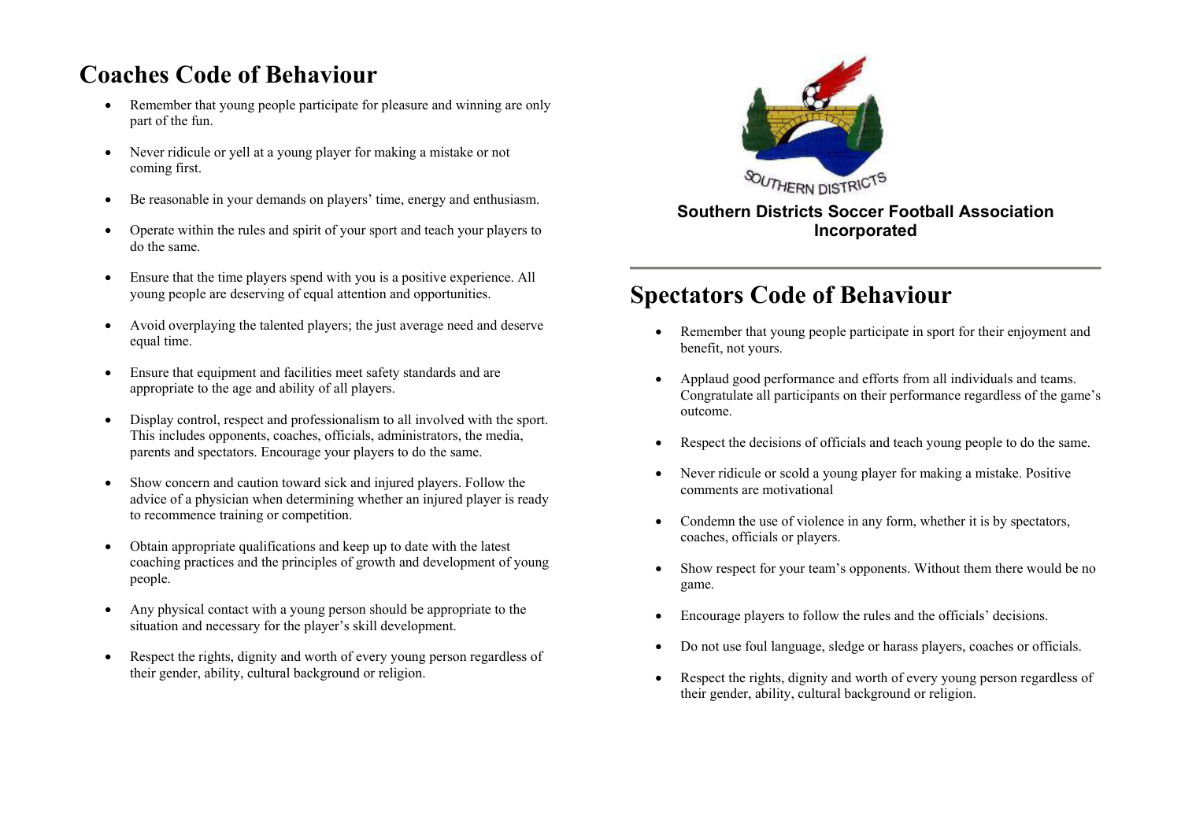# Coaches Code of Behaviour

- Remember that young people participate for pleasure and winning are only part of the fun.
- Never ridicule or yell at a young player for making a mistake or not coming first.
- Be reasonable in your demands on players' time, energy and enthusiasm.
- Operate within the rules and spirit of your sport and teach your players to do the same.
- Ensure that the time players spend with you is a positive experience. All young people are deserving of equal attention and opportunities.
- Avoid overplaying the talented players; the just average need and deserve equal time.
- Ensure that equipment and facilities meet safety standards and are appropriate to the age and ability of all players.
- Display control, respect and professionalism to all involved with the sport. This includes opponents, coaches, officials, administrators, the media, parents and spectators. Encourage your players to do the same.
- Show concern and caution toward sick and injured players. Follow the advice of a physician when determining whether an injured player is ready to recommence training or competition.
- Obtain appropriate qualifications and keep up to date with the latest coaching practices and the principles of growth and development of young people.
- Any physical contact with a young person should be appropriate to the situation and necessary for the player's skill development.
- Respect the rights, dignity and worth of every young person regardless of their gender, ability, cultural background or religion.

SOUTHERN DISTRICTS

**Southern Districts Soccer Football Association Incorporated**

---

# Spectators Code of Behaviour

- Remember that young people participate in sport for their enjoyment and benefit, not yours.
- Applaud good performance and efforts from all individuals and teams. Congratulate all participants on their performance regardless of the game's outcome.
- Respect the decisions of officials and teach young people to do the same.
- Never ridicule or scold a young player for making a mistake. Positive comments are motivational
- Condemn the use of violence in any form, whether it is by spectators, coaches, officials or players.
- Show respect for your team's opponents. Without them there would be no game.
- Encourage players to follow the rules and the officials' decisions.
- Do not use foul language, sledge or harass players, coaches or officials.
- Respect the rights, dignity and worth of every young person regardless of their gender, ability, cultural background or religion.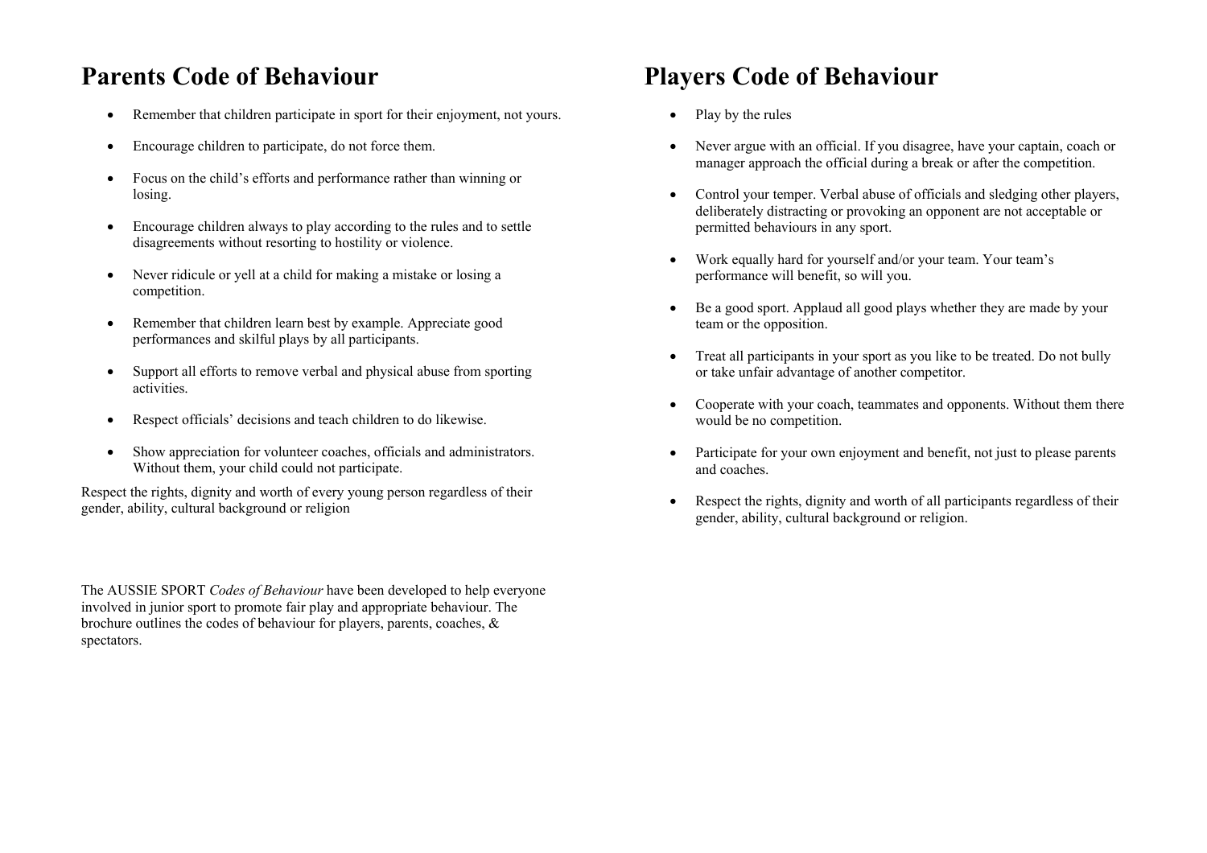# Parents Code of Behaviour

- Remember that children participate in sport for their enjoyment, not yours.
- Encourage children to participate, do not force them.
- Focus on the child's efforts and performance rather than winning or losing.
- Encourage children always to play according to the rules and to settle disagreements without resorting to hostility or violence.
- Never ridicule or yell at a child for making a mistake or losing a competition.
- Remember that children learn best by example. Appreciate good performances and skilful plays by all participants.
- Support all efforts to remove verbal and physical abuse from sporting activities.
- Respect officials' decisions and teach children to do likewise.
- Show appreciation for volunteer coaches, officials and administrators. Without them, your child could not participate.

Respect the rights, dignity and worth of every young person regardless of their gender, ability, cultural background or religion

The AUSSIE SPORT *Codes of Behaviour* have been developed to help everyone involved in junior sport to promote fair play and appropriate behaviour. The brochure outlines the codes of behaviour for players, parents, coaches, & spectators.

# Players Code of Behaviour

- Play by the rules
- Never argue with an official. If you disagree, have your captain, coach or manager approach the official during a break or after the competition.
- Control your temper. Verbal abuse of officials and sledging other players, deliberately distracting or provoking an opponent are not acceptable or permitted behaviours in any sport.
- Work equally hard for yourself and/or your team. Your team's performance will benefit, so will you.
- Be a good sport. Applaud all good plays whether they are made by your team or the opposition.
- Treat all participants in your sport as you like to be treated. Do not bully or take unfair advantage of another competitor.
- Cooperate with your coach, teammates and opponents. Without them there would be no competition.
- Participate for your own enjoyment and benefit, not just to please parents and coaches.
- Respect the rights, dignity and worth of all participants regardless of their gender, ability, cultural background or religion.